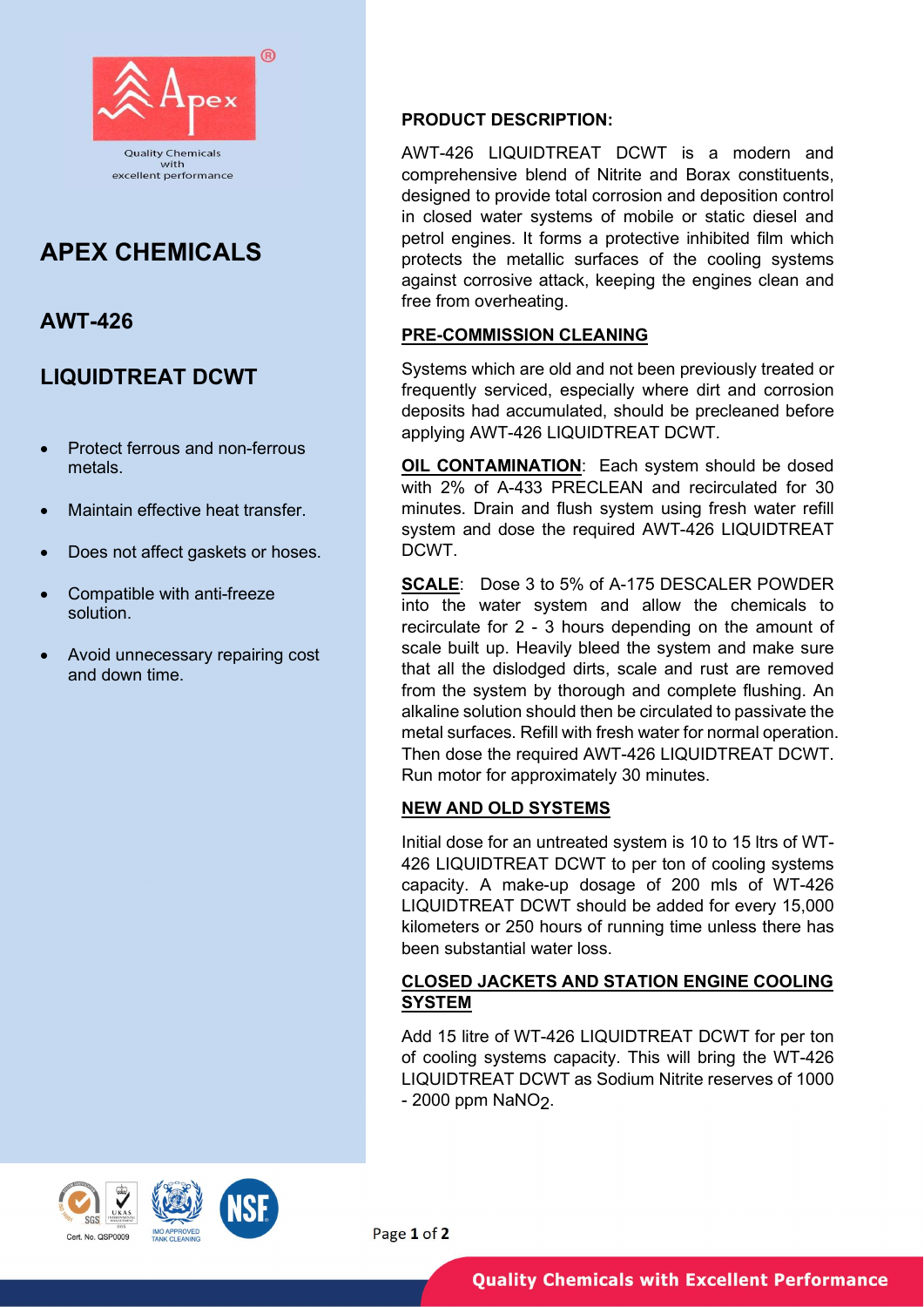# APEX CHEMICALS

## AWT-426

## LIQUIDTREAT DCWT

- Protect ferrous and non-ferrous metals.
- Maintain effective heat transfer.
- Does not affect gaskets or hoses.
- Compatible with anti-freeze solution.
- Avoid unnecessary repairing cost and down time.

### PRODUCT DESCRIPTION:

AWT-426 LIQUIDTREAT DCWT is a modern and comprehensive blend of Nitrite and Borax constituents, designed to provide total corrosion and deposition control in closed water systems of mobile or static diesel and petrol engines. It forms a protective inhibited film which protects the metallic surfaces of the cooling systems against corrosive attack, keeping the engines clean and free from overheating.

### PRE-COMMISSION CLEANING

Systems which are old and not been previously treated or frequently serviced, especially where dirt and corrosion deposits had accumulated, should be precleaned before applying AWT-426 LIQUIDTREAT DCWT.

**OIL CONTAMINATION**: Each system should be dosed with 2% of A-433 PRECLEAN and recirculated for 30 minutes. Drain and flush system using fresh water refill system and dose the required AWT-426 LIQUIDTREAT DCWT.

**SCALE**: Dose 3 to 5% of A-175 DESCALER POWDER into the water system and allow the chemicals to recirculate for 2 - 3 hours depending on the amount of scale built up. Heavily bleed the system and make sure that all the dislodged dirts, scale and rust are removed from the system by thorough and complete flushing. An alkaline solution should then be circulated to passivate the metal surfaces. Refill with fresh water for normal operation. Then dose the required AWT-426 LIQUIDTREAT DCWT. Run motor for approximately 30 minutes.

### NEW AND OLD SYSTEMS

Initial dose for an untreated system is 10 to 15 ltrs of WT-426 LIQUIDTREAT DCWT to per ton of cooling systems capacity. A make-up dosage of 200 mls of WT-426 LIQUIDTREAT DCWT should be added for every 15,000 kilometers or 250 hours of running time unless there has been substantial water loss.

### CLOSED JACKETS AND STATION ENGINE COOLING SYSTEM

Add 15 litre of WT-426 LIQUIDTREAT DCWT for per ton of cooling systems capacity. This will bring the WT-426 LIQUIDTREAT DCWT as Sodium Nitrite reserves of 1000 - 2000 ppm $NaNO_2$.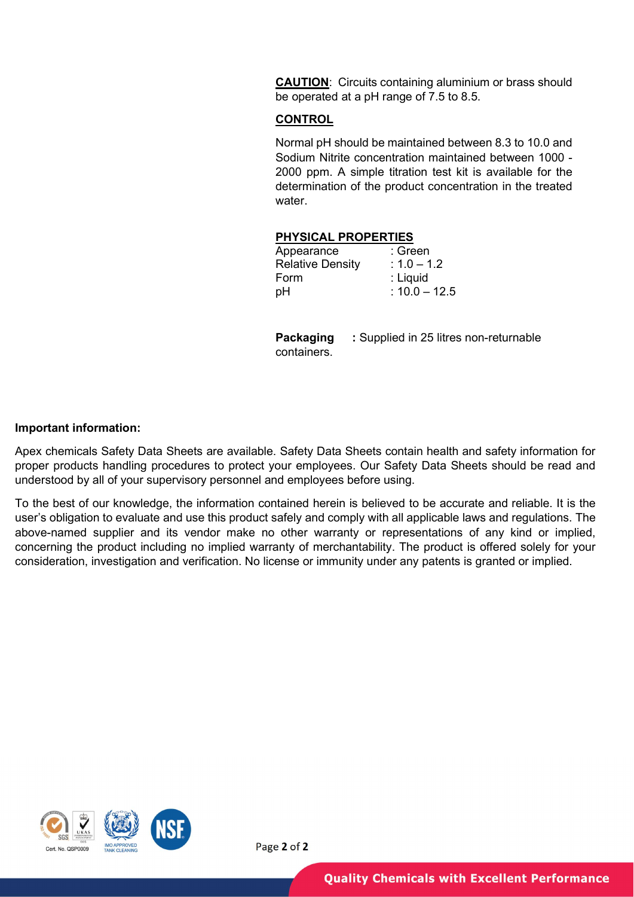**CAUTION**: Circuits containing aluminium or brass should be operated at a pH range of 7.5 to 8.5.

## CONTROL

Normal pH should be maintained between 8.3 to 10.0 and Sodium Nitrite concentration maintained between 1000 - 2000 ppm. A simple titration test kit is available for the determination of the product concentration in the treated water.

## PHYSICAL PROPERTIES

| | |
|---|---|
| Appearance | : Green |
| Relative Density | : 1.0 – 1.2 |
| Form | : Liquid |
| pH | : 10.0 – 12.5 |

**Packaging** **:** Supplied in 25 litres non-returnable containers.

**Important information:**

Apex chemicals Safety Data Sheets are available. Safety Data Sheets contain health and safety information for proper products handling procedures to protect your employees. Our Safety Data Sheets should be read and understood by all of your supervisory personnel and employees before using.

To the best of our knowledge, the information contained herein is believed to be accurate and reliable. It is the user's obligation to evaluate and use this product safely and comply with all applicable laws and regulations. The above-named supplier and its vendor make no other warranty or representations of any kind or implied, concerning the product including no implied warranty of merchantability. The product is offered solely for your consideration, investigation and verification. No license or immunity under any patents is granted or implied.

Cert. No. QSP0009

IMO APPROVED TANK CLEANING

Quality Chemicals with Excellent Performance